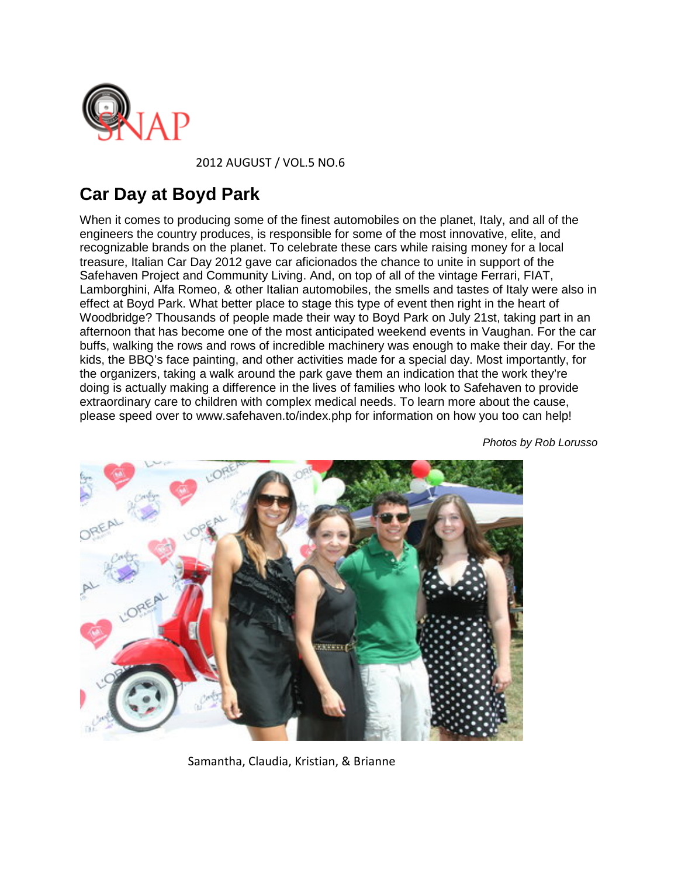SNAP

2012 AUGUST / VOL.5 NO.6

## Car Day at Boyd Park

When it comes to producing some of the finest automobiles on the planet, Italy, and all of the engineers the country produces, is responsible for some of the most innovative, elite, and recognizable brands on the planet. To celebrate these cars while raising money for a local treasure, Italian Car Day 2012 gave car aficionados the chance to unite in support of the Safehaven Project and Community Living. And, on top of all of the vintage Ferrari, FIAT, Lamborghini, Alfa Romeo, & other Italian automobiles, the smells and tastes of Italy were also in effect at Boyd Park. What better place to stage this type of event then right in the heart of Woodbridge? Thousands of people made their way to Boyd Park on July 21st, taking part in an afternoon that has become one of the most anticipated weekend events in Vaughan. For the car buffs, walking the rows and rows of incredible machinery was enough to make their day. For the kids, the BBQ's face painting, and other activities made for a special day. Most importantly, for the organizers, taking a walk around the park gave them an indication that the work they're doing is actually making a difference in the lives of families who look to Safehaven to provide extraordinary care to children with complex medical needs. To learn more about the cause, please speed over to www.safehaven.to/index.php for information on how you too can help!

*Photos by Rob Lorusso*

Samantha, Claudia, Kristian, & Brianne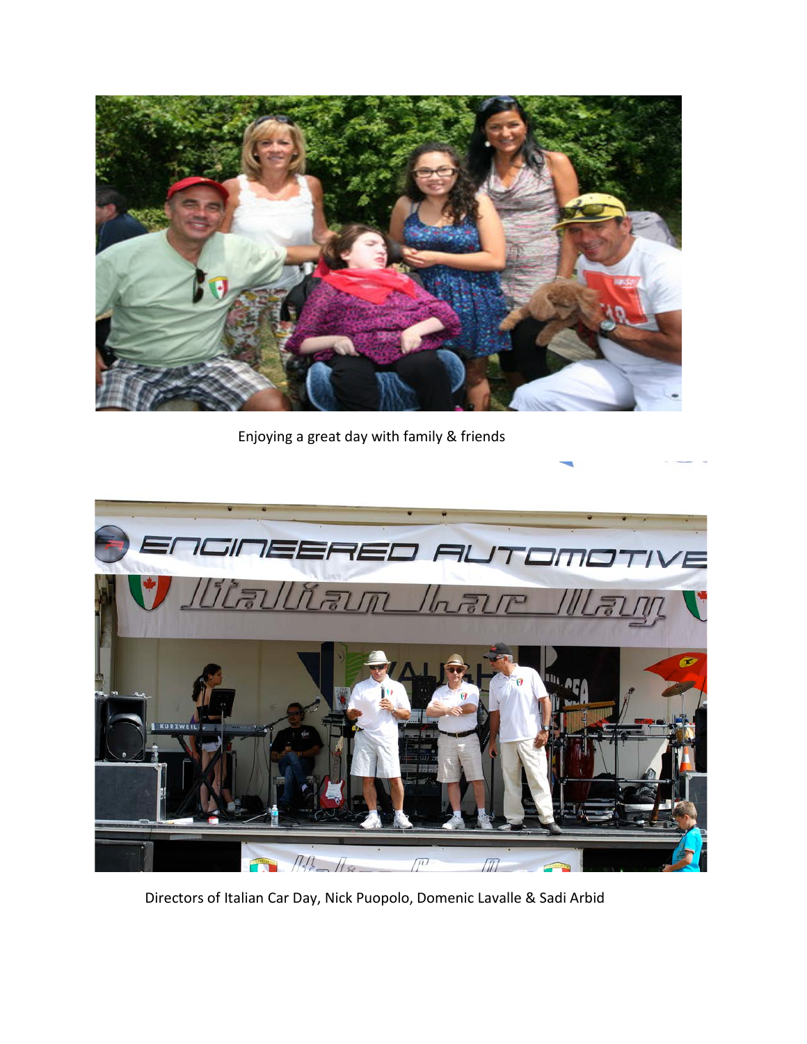Enjoying a great day with family & friends

Directors of Italian Car Day, Nick Puopolo, Domenic Lavalle & Sadi Arbid